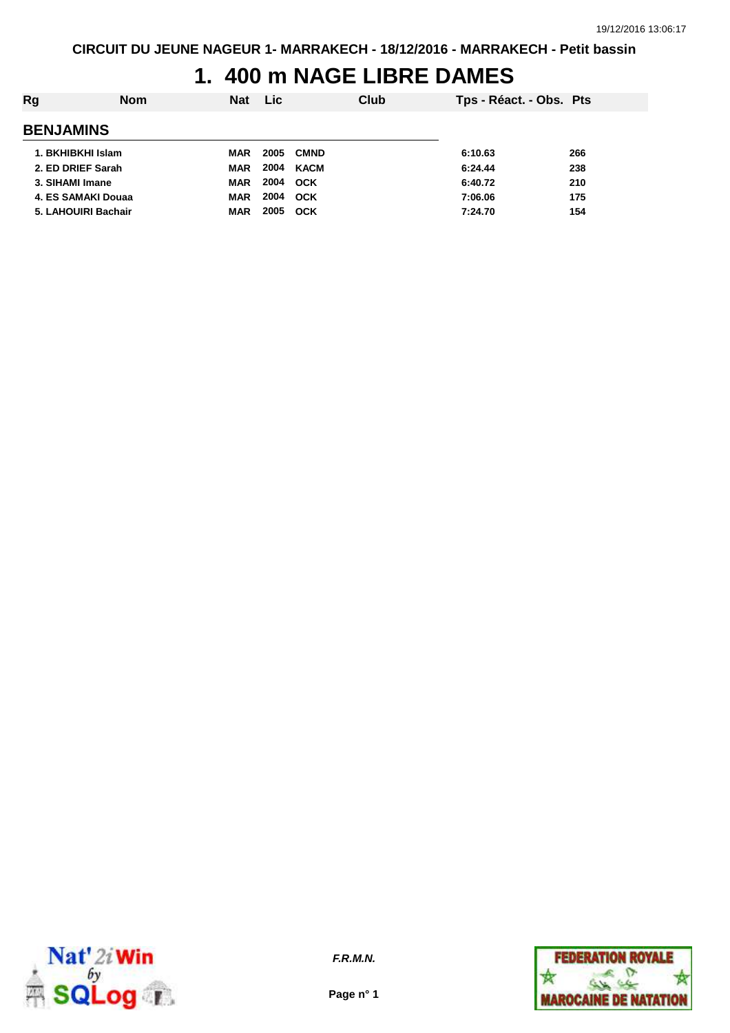CIRCUIT DU JEUNE NAGEUR 1- MARRAKECH - 18/12/2016 - MARRAKECH - Petit bassin

# 1. 400 m NAGE LIBRE DAMES

| Rg | Nom | Nat | Lic | Club | Tps - Réact. - Obs. | Pts |
|---|---|---|---|---|---|---|
| **BENJAMINS** | | | | | | |
| 1. | BKHIBKHI Islam | MAR | 2005 | CMND | 6:10.63 | 266 |
| 2. | ED DRIEF Sarah | MAR | 2004 | KACM | 6:24.44 | 238 |
| 3. | SIHAMI Imane | MAR | 2004 | OCK | 6:40.72 | 210 |
| 4. | ES SAMAKI Douaa | MAR | 2004 | OCK | 7:06.06 | 175 |
| 5. | LAHOUIRI Bachair | MAR | 2005 | OCK | 7:24.70 | 154 |

*F.R.M.N.*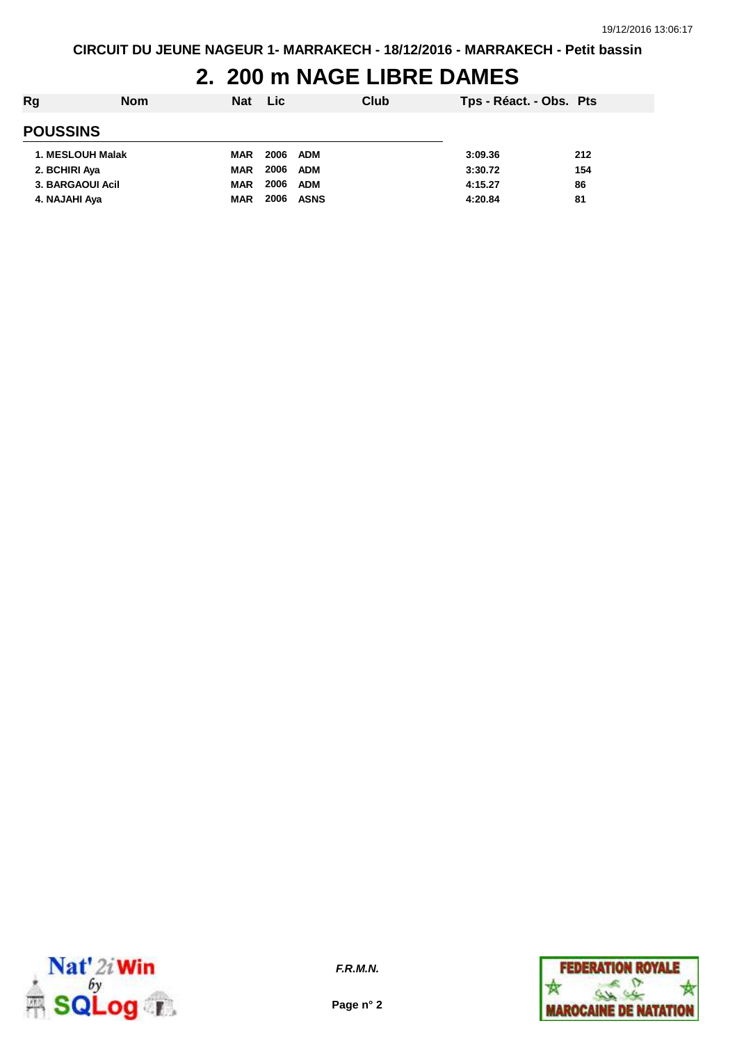# 2. 200 m NAGE LIBRE DAMES

| Rg | Nom | Nat | Lic | Club | Tps - Réact. - Obs. | Pts |
|---|---|---|---|---|---|---|
| **POUSSINS** | | | | | | |
| 1. | MESLOUH Malak | MAR | 2006 | ADM | 3:09.36 | 212 |
| 2. | BCHIRI Aya | MAR | 2006 | ADM | 3:30.72 | 154 |
| 3. | BARGAOUI Acil | MAR | 2006 | ADM | 4:15.27 | 86 |
| 4. | NAJAHI Aya | MAR | 2006 | ASNS | 4:20.84 | 81 |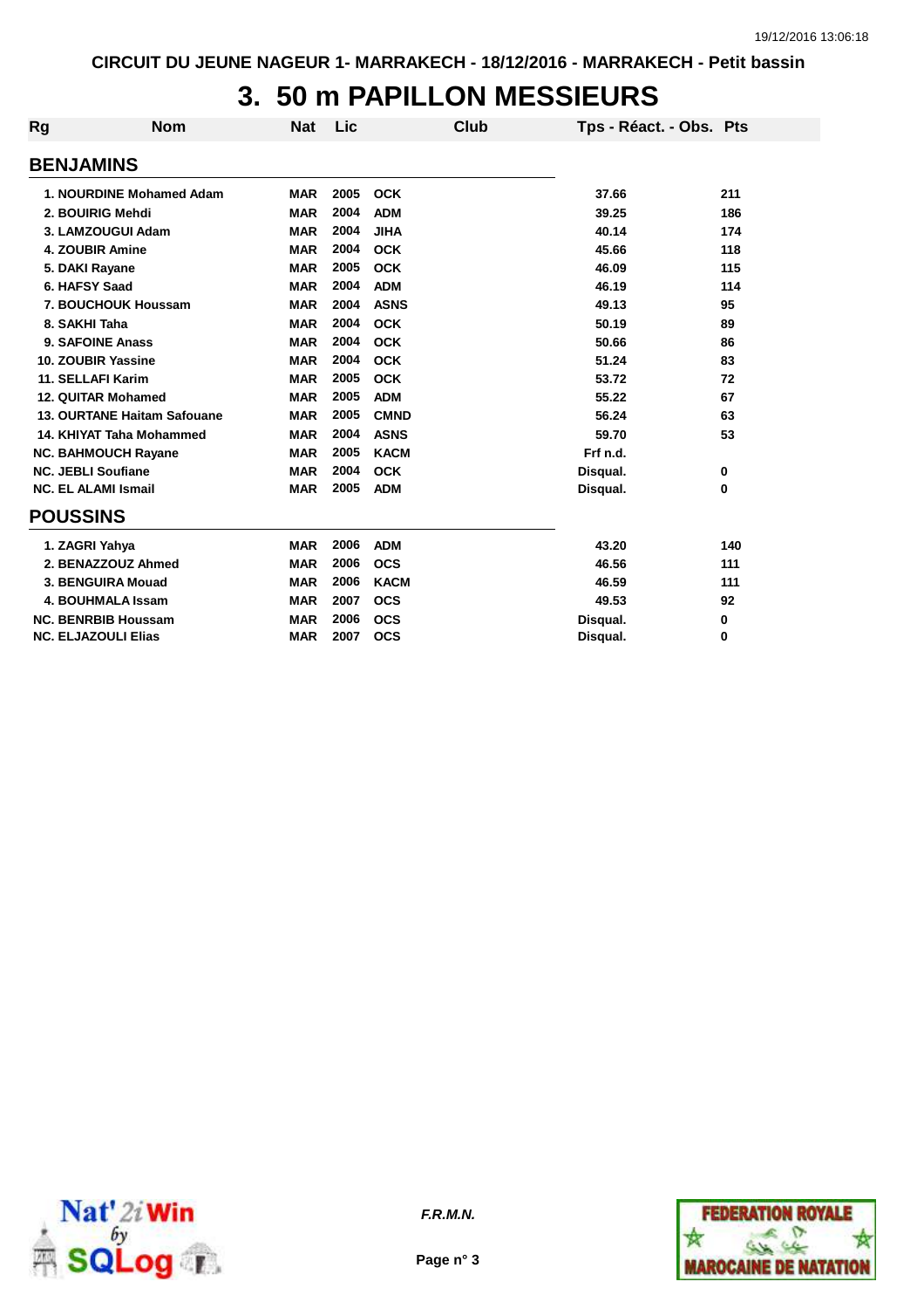CIRCUIT DU JEUNE NAGEUR 1- MARRAKECH - 18/12/2016 - MARRAKECH - Petit bassin

# 3. 50 m PAPILLON MESSIEURS

| Rg | Nom | Nat | Lic | Club | Tps - Réact. - Obs. | Pts |
|---|---|---|---|---|---|---|
| **BENJAMINS** | | | | | | |
| 1. | NOURDINE Mohamed Adam | MAR | 2005 | OCK | 37.66 | 211 |
| 2. | BOUIRIG Mehdi | MAR | 2004 | ADM | 39.25 | 186 |
| 3. | LAMZOUGUI Adam | MAR | 2004 | JIHA | 40.14 | 174 |
| 4. | ZOUBIR Amine | MAR | 2004 | OCK | 45.66 | 118 |
| 5. | DAKI Rayane | MAR | 2005 | OCK | 46.09 | 115 |
| 6. | HAFSY Saad | MAR | 2004 | ADM | 46.19 | 114 |
| 7. | BOUCHOUK Houssam | MAR | 2004 | ASNS | 49.13 | 95 |
| 8. | SAKHI Taha | MAR | 2004 | OCK | 50.19 | 89 |
| 9. | SAFOINE Anass | MAR | 2004 | OCK | 50.66 | 86 |
| 10. | ZOUBIR Yassine | MAR | 2004 | OCK | 51.24 | 83 |
| 11. | SELLAFI Karim | MAR | 2005 | OCK | 53.72 | 72 |
| 12. | QUITAR Mohamed | MAR | 2005 | ADM | 55.22 | 67 |
| 13. | OURTANE Haitam Safouane | MAR | 2005 | CMND | 56.24 | 63 |
| 14. | KHIYAT Taha Mohammed | MAR | 2004 | ASNS | 59.70 | 53 |
| NC. | BAHMOUCH Rayane | MAR | 2005 | KACM | Frf n.d. | |
| NC. | JEBLI Soufiane | MAR | 2004 | OCK | Disqual. | 0 |
| NC. | EL ALAMI Ismail | MAR | 2005 | ADM | Disqual. | 0 |
| **POUSSINS** | | | | | | |
| 1. | ZAGRI Yahya | MAR | 2006 | ADM | 43.20 | 140 |
| 2. | BENAZZOUZ Ahmed | MAR | 2006 | OCS | 46.56 | 111 |
| 3. | BENGUIRA Mouad | MAR | 2006 | KACM | 46.59 | 111 |
| 4. | BOUHMALA Issam | MAR | 2007 | OCS | 49.53 | 92 |
| NC. | BENRBIB Houssam | MAR | 2006 | OCS | Disqual. | 0 |
| NC. | ELJAZOULI Elias | MAR | 2007 | OCS | Disqual. | 0 |

*F.R.M.N.*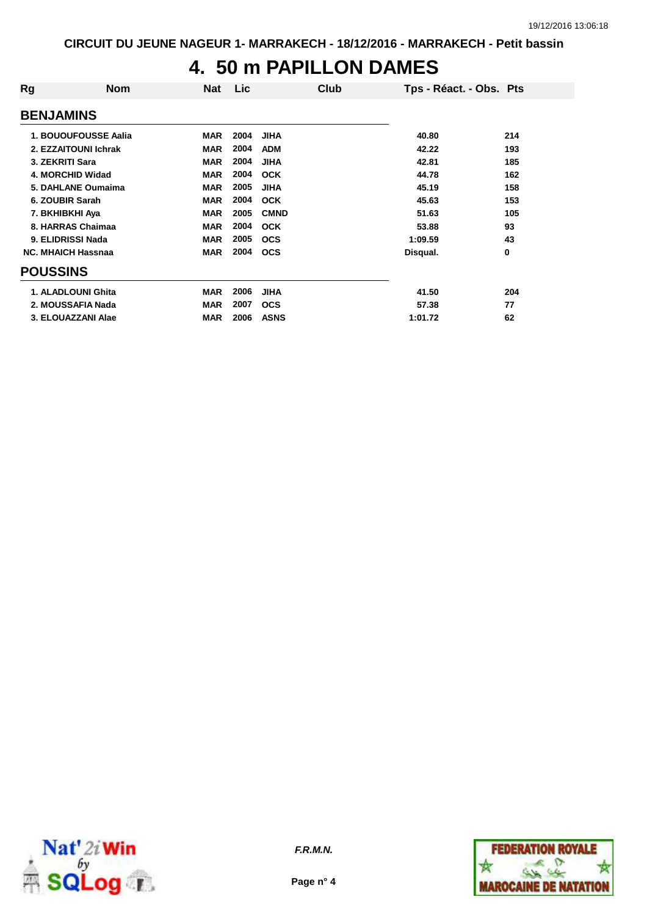CIRCUIT DU JEUNE NAGEUR 1- MARRAKECH - 18/12/2016 - MARRAKECH - Petit bassin

# 4. 50 m PAPILLON DAMES

| Rg | Nom | Nat | Lic | Club | Tps - Réact. - Obs. | Pts |
|---|---|---|---|---|---|---|
| **BENJAMINS** | | | | | | |
| 1. | BOUOUFOUSSE Aalia | MAR | 2004 | JIHA | 40.80 | 214 |
| 2. | EZZAITOUNI Ichrak | MAR | 2004 | ADM | 42.22 | 193 |
| 3. | ZEKRITI Sara | MAR | 2004 | JIHA | 42.81 | 185 |
| 4. | MORCHID Widad | MAR | 2004 | OCK | 44.78 | 162 |
| 5. | DAHLANE Oumaima | MAR | 2005 | JIHA | 45.19 | 158 |
| 6. | ZOUBIR Sarah | MAR | 2004 | OCK | 45.63 | 153 |
| 7. | BKHIBKHI Aya | MAR | 2005 | CMND | 51.63 | 105 |
| 8. | HARRAS Chaimaa | MAR | 2004 | OCK | 53.88 | 93 |
| 9. | ELIDRISSI Nada | MAR | 2005 | OCS | 1:09.59 | 43 |
| NC. | MHAICH Hassnaa | MAR | 2004 | OCS | Disqual. | 0 |
| **POUSSINS** | | | | | | |
| 1. | ALADLOUNI Ghita | MAR | 2006 | JIHA | 41.50 | 204 |
| 2. | MOUSSAFIA Nada | MAR | 2007 | OCS | 57.38 | 77 |
| 3. | ELOUAZZANI Alae | MAR | 2006 | ASNS | 1:01.72 | 62 |

*F.R.M.N.*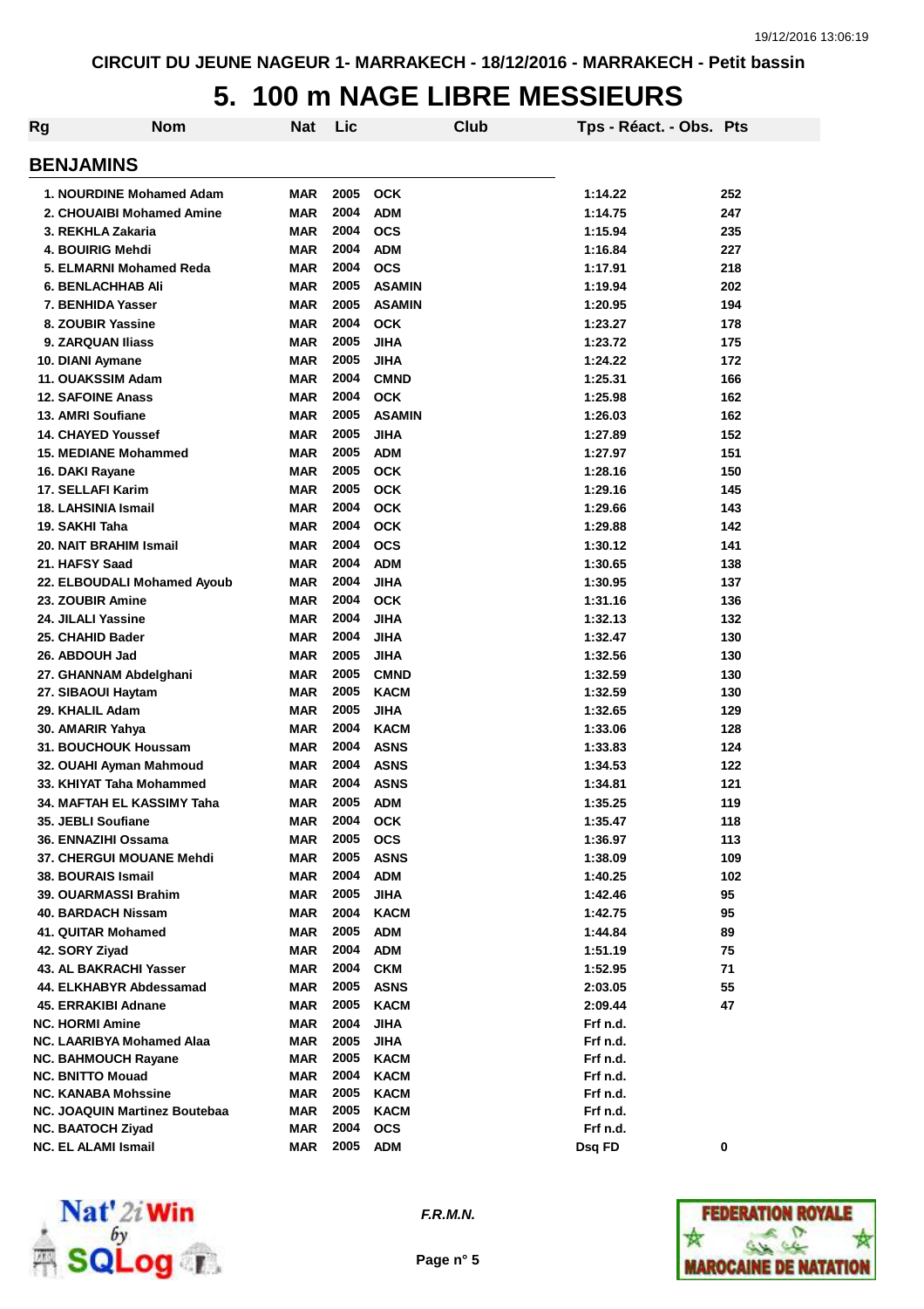CIRCUIT DU JEUNE NAGEUR 1- MARRAKECH - 18/12/2016 - MARRAKECH - Petit bassin

# 5. 100 m NAGE LIBRE MESSIEURS

## BENJAMINS

| Rg | Nom | Nat | Lic | Club | Tps - Réact. - Obs. | Pts |
|---|---|---|---|---|---|---|
| 1. | NOURDINE Mohamed Adam | MAR | 2005 | OCK | 1:14.22 | 252 |
| 2. | CHOUAIBI Mohamed Amine | MAR | 2004 | ADM | 1:14.75 | 247 |
| 3. | REKHLA Zakaria | MAR | 2004 | OCS | 1:15.94 | 235 |
| 4. | BOUIRIG Mehdi | MAR | 2004 | ADM | 1:16.84 | 227 |
| 5. | ELMARNI Mohamed Reda | MAR | 2004 | OCS | 1:17.91 | 218 |
| 6. | BENLACHHAB Ali | MAR | 2005 | ASAMIN | 1:19.94 | 202 |
| 7. | BENHIDA Yasser | MAR | 2005 | ASAMIN | 1:20.95 | 194 |
| 8. | ZOUBIR Yassine | MAR | 2004 | OCK | 1:23.27 | 178 |
| 9. | ZARQUAN Iliass | MAR | 2005 | JIHA | 1:23.72 | 175 |
| 10. | DIANI Aymane | MAR | 2005 | JIHA | 1:24.22 | 172 |
| 11. | OUAKSSIM Adam | MAR | 2004 | CMND | 1:25.31 | 166 |
| 12. | SAFOINE Anass | MAR | 2004 | OCK | 1:25.98 | 162 |
| 13. | AMRI Soufiane | MAR | 2005 | ASAMIN | 1:26.03 | 162 |
| 14. | CHAYED Youssef | MAR | 2005 | JIHA | 1:27.89 | 152 |
| 15. | MEDIANE Mohammed | MAR | 2005 | ADM | 1:27.97 | 151 |
| 16. | DAKI Rayane | MAR | 2005 | OCK | 1:28.16 | 150 |
| 17. | SELLAFI Karim | MAR | 2005 | OCK | 1:29.16 | 145 |
| 18. | LAHSINIA Ismail | MAR | 2004 | OCK | 1:29.66 | 143 |
| 19. | SAKHI Taha | MAR | 2004 | OCK | 1:29.88 | 142 |
| 20. | NAIT BRAHIM Ismail | MAR | 2004 | OCS | 1:30.12 | 141 |
| 21. | HAFSY Saad | MAR | 2004 | ADM | 1:30.65 | 138 |
| 22. | ELBOUDALI Mohamed Ayoub | MAR | 2004 | JIHA | 1:30.95 | 137 |
| 23. | ZOUBIR Amine | MAR | 2004 | OCK | 1:31.16 | 136 |
| 24. | JILALI Yassine | MAR | 2004 | JIHA | 1:32.13 | 132 |
| 25. | CHAHID Bader | MAR | 2004 | JIHA | 1:32.47 | 130 |
| 26. | ABDOUH Jad | MAR | 2005 | JIHA | 1:32.56 | 130 |
| 27. | GHANNAM Abdelghani | MAR | 2005 | CMND | 1:32.59 | 130 |
| 27. | SIBAOUI Haytam | MAR | 2005 | KACM | 1:32.59 | 130 |
| 29. | KHALIL Adam | MAR | 2005 | JIHA | 1:32.65 | 129 |
| 30. | AMARIR Yahya | MAR | 2004 | KACM | 1:33.06 | 128 |
| 31. | BOUCHOUK Houssam | MAR | 2004 | ASNS | 1:33.83 | 124 |
| 32. | OUAHI Ayman Mahmoud | MAR | 2004 | ASNS | 1:34.53 | 122 |
| 33. | KHIYAT Taha Mohammed | MAR | 2004 | ASNS | 1:34.81 | 121 |
| 34. | MAFTAH EL KASSIMY Taha | MAR | 2005 | ADM | 1:35.25 | 119 |
| 35. | JEBLI Soufiane | MAR | 2004 | OCK | 1:35.47 | 118 |
| 36. | ENNAZIHI Ossama | MAR | 2005 | OCS | 1:36.97 | 113 |
| 37. | CHERGUI MOUANE Mehdi | MAR | 2005 | ASNS | 1:38.09 | 109 |
| 38. | BOURAIS Ismail | MAR | 2004 | ADM | 1:40.25 | 102 |
| 39. | OUARMASSI Brahim | MAR | 2005 | JIHA | 1:42.46 | 95 |
| 40. | BARDACH Nissam | MAR | 2004 | KACM | 1:42.75 | 95 |
| 41. | QUITAR Mohamed | MAR | 2005 | ADM | 1:44.84 | 89 |
| 42. | SORY Ziyad | MAR | 2004 | ADM | 1:51.19 | 75 |
| 43. | AL BAKRACHI Yasser | MAR | 2004 | CKM | 1:52.95 | 71 |
| 44. | ELKHABYR Abdessamad | MAR | 2005 | ASNS | 2:03.05 | 55 |
| 45. | ERRAKIBI Adnane | MAR | 2005 | KACM | 2:09.44 | 47 |
| NC. | HORMI Amine | MAR | 2004 | JIHA | Frf n.d. | |
| NC. | LAARIBYA Mohamed Alaa | MAR | 2005 | JIHA | Frf n.d. | |
| NC. | BAHMOUCH Rayane | MAR | 2005 | KACM | Frf n.d. | |
| NC. | BNITTO Mouad | MAR | 2004 | KACM | Frf n.d. | |
| NC. | KANABA Mohssine | MAR | 2005 | KACM | Frf n.d. | |
| NC. | JOAQUIN Martinez Boutebaa | MAR | 2005 | KACM | Frf n.d. | |
| NC. | BAATOCH Ziyad | MAR | 2004 | OCS | Frf n.d. | |
| NC. | EL ALAMI Ismail | MAR | 2005 | ADM | Dsq FD | 0 |

*F.R.M.N.*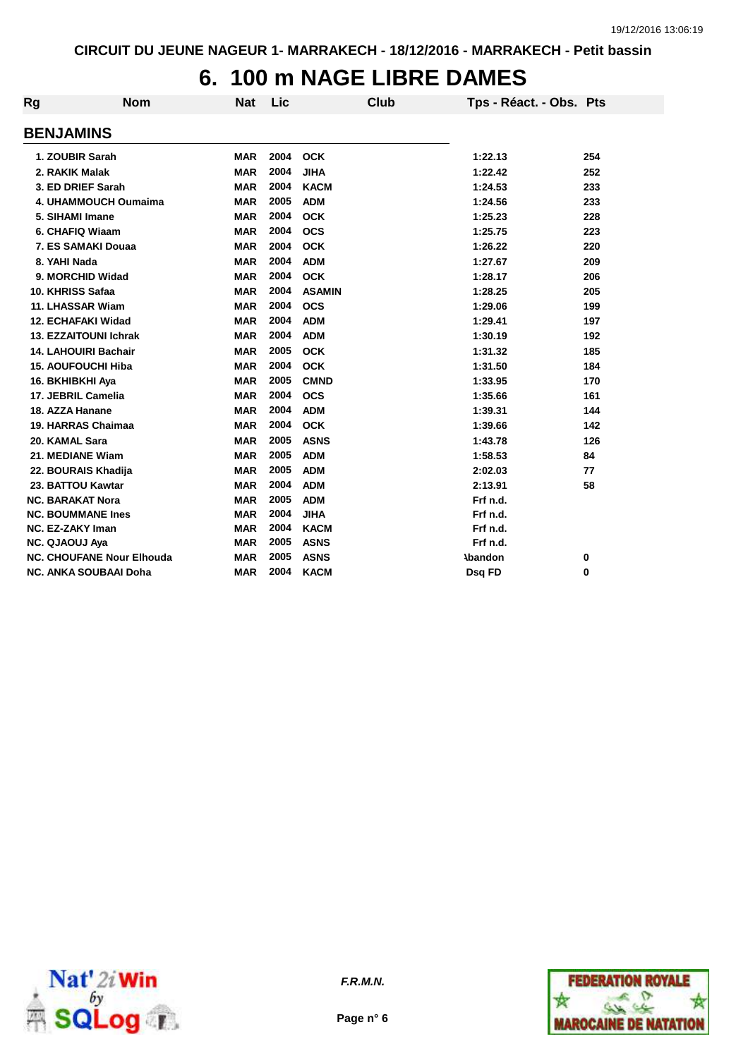CIRCUIT DU JEUNE NAGEUR 1- MARRAKECH - 18/12/2016 - MARRAKECH - Petit bassin

# 6. 100 m NAGE LIBRE DAMES

## BENJAMINS

| Rg | Nom | Nat | Lic | Club | Tps - Réact. - Obs. | Pts |
|---|---|---|---|---|---|---|
| 1. | ZOUBIR Sarah | MAR | 2004 | OCK | 1:22.13 | 254 |
| 2. | RAKIK Malak | MAR | 2004 | JIHA | 1:22.42 | 252 |
| 3. | ED DRIEF Sarah | MAR | 2004 | KACM | 1:24.53 | 233 |
| 4. | UHAMMOUCH Oumaima | MAR | 2005 | ADM | 1:24.56 | 233 |
| 5. | SIHAMI Imane | MAR | 2004 | OCK | 1:25.23 | 228 |
| 6. | CHAFIQ Wiaam | MAR | 2004 | OCS | 1:25.75 | 223 |
| 7. | ES SAMAKI Douaa | MAR | 2004 | OCK | 1:26.22 | 220 |
| 8. | YAHI Nada | MAR | 2004 | ADM | 1:27.67 | 209 |
| 9. | MORCHID Widad | MAR | 2004 | OCK | 1:28.17 | 206 |
| 10. | KHRISS Safaa | MAR | 2004 | ASAMIN | 1:28.25 | 205 |
| 11. | LHASSAR Wiam | MAR | 2004 | OCS | 1:29.06 | 199 |
| 12. | ECHAFAKI Widad | MAR | 2004 | ADM | 1:29.41 | 197 |
| 13. | EZZAITOUNI Ichrak | MAR | 2004 | ADM | 1:30.19 | 192 |
| 14. | LAHOUIRI Bachair | MAR | 2005 | OCK | 1:31.32 | 185 |
| 15. | AOUFOUCHI Hiba | MAR | 2004 | OCK | 1:31.50 | 184 |
| 16. | BKHIBKHI Aya | MAR | 2005 | CMND | 1:33.95 | 170 |
| 17. | JEBRIL Camelia | MAR | 2004 | OCS | 1:35.66 | 161 |
| 18. | AZZA Hanane | MAR | 2004 | ADM | 1:39.31 | 144 |
| 19. | HARRAS Chaimaa | MAR | 2004 | OCK | 1:39.66 | 142 |
| 20. | KAMAL Sara | MAR | 2005 | ASNS | 1:43.78 | 126 |
| 21. | MEDIANE Wiam | MAR | 2005 | ADM | 1:58.53 | 84 |
| 22. | BOURAIS Khadija | MAR | 2005 | ADM | 2:02.03 | 77 |
| 23. | BATTOU Kawtar | MAR | 2004 | ADM | 2:13.91 | 58 |
| NC. | BARAKAT Nora | MAR | 2005 | ADM | Frf n.d. | |
| NC. | BOUMMANE Ines | MAR | 2004 | JIHA | Frf n.d. | |
| NC. | EZ-ZAKY Iman | MAR | 2004 | KACM | Frf n.d. | |
| NC. | QJAOUJ Aya | MAR | 2005 | ASNS | Frf n.d. | |
| NC. | CHOUFANE Nour Elhouda | MAR | 2005 | ASNS | Abandon | 0 |
| NC. | ANKA SOUBAAI Doha | MAR | 2004 | KACM | Dsq FD | 0 |

*F.R.M.N.*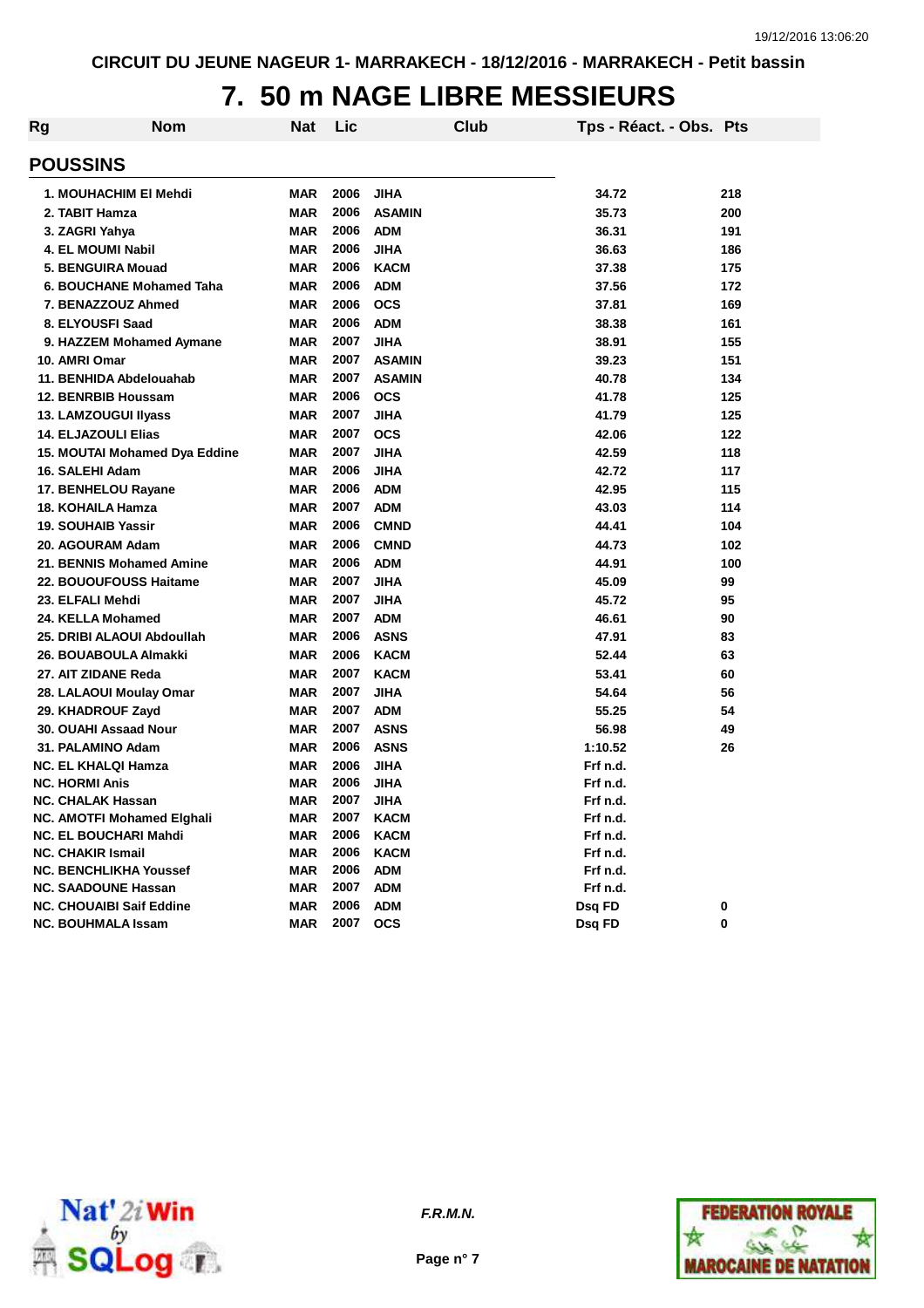CIRCUIT DU JEUNE NAGEUR 1- MARRAKECH - 18/12/2016 - MARRAKECH - Petit bassin

# 7. 50 m NAGE LIBRE MESSIEURS

## POUSSINS

| Rg | Nom | Nat | Lic | Club | Tps - Réact. - Obs. | Pts |
|---|---|---|---|---|---|---|
| 1. | MOUHACHIM El Mehdi | MAR | 2006 | JIHA | 34.72 | 218 |
| 2. | TABIT Hamza | MAR | 2006 | ASAMIN | 35.73 | 200 |
| 3. | ZAGRI Yahya | MAR | 2006 | ADM | 36.31 | 191 |
| 4. | EL MOUMI Nabil | MAR | 2006 | JIHA | 36.63 | 186 |
| 5. | BENGUIRA Mouad | MAR | 2006 | KACM | 37.38 | 175 |
| 6. | BOUCHANE Mohamed Taha | MAR | 2006 | ADM | 37.56 | 172 |
| 7. | BENAZZOUZ Ahmed | MAR | 2006 | OCS | 37.81 | 169 |
| 8. | ELYOUSFI Saad | MAR | 2006 | ADM | 38.38 | 161 |
| 9. | HAZZEM Mohamed Aymane | MAR | 2007 | JIHA | 38.91 | 155 |
| 10. | AMRI Omar | MAR | 2007 | ASAMIN | 39.23 | 151 |
| 11. | BENHIDA Abdelouahab | MAR | 2007 | ASAMIN | 40.78 | 134 |
| 12. | BENRBIB Houssam | MAR | 2006 | OCS | 41.78 | 125 |
| 13. | LAMZOUGUI Ilyass | MAR | 2007 | JIHA | 41.79 | 125 |
| 14. | ELJAZOULI Elias | MAR | 2007 | OCS | 42.06 | 122 |
| 15. | MOUTAI Mohamed Dya Eddine | MAR | 2007 | JIHA | 42.59 | 118 |
| 16. | SALEHI Adam | MAR | 2006 | JIHA | 42.72 | 117 |
| 17. | BENHELOU Rayane | MAR | 2006 | ADM | 42.95 | 115 |
| 18. | KOHAILA Hamza | MAR | 2007 | ADM | 43.03 | 114 |
| 19. | SOUHAIB Yassir | MAR | 2006 | CMND | 44.41 | 104 |
| 20. | AGOURAM Adam | MAR | 2006 | CMND | 44.73 | 102 |
| 21. | BENNIS Mohamed Amine | MAR | 2006 | ADM | 44.91 | 100 |
| 22. | BOUOUFOUSS Haitame | MAR | 2007 | JIHA | 45.09 | 99 |
| 23. | ELFALI Mehdi | MAR | 2007 | JIHA | 45.72 | 95 |
| 24. | KELLA Mohamed | MAR | 2007 | ADM | 46.61 | 90 |
| 25. | DRIBI ALAOUI Abdoullah | MAR | 2006 | ASNS | 47.91 | 83 |
| 26. | BOUABOULA Almakki | MAR | 2006 | KACM | 52.44 | 63 |
| 27. | AIT ZIDANE Reda | MAR | 2007 | KACM | 53.41 | 60 |
| 28. | LALAOUI Moulay Omar | MAR | 2007 | JIHA | 54.64 | 56 |
| 29. | KHADROUF Zayd | MAR | 2007 | ADM | 55.25 | 54 |
| 30. | OUAHI Assaad Nour | MAR | 2007 | ASNS | 56.98 | 49 |
| 31. | PALAMINO Adam | MAR | 2006 | ASNS | 1:10.52 | 26 |
| NC. | EL KHALQI Hamza | MAR | 2006 | JIHA | Frf n.d. | |
| NC. | HORMI Anis | MAR | 2006 | JIHA | Frf n.d. | |
| NC. | CHALAK Hassan | MAR | 2007 | JIHA | Frf n.d. | |
| NC. | AMOTFI Mohamed Elghali | MAR | 2007 | KACM | Frf n.d. | |
| NC. | EL BOUCHARI Mahdi | MAR | 2006 | KACM | Frf n.d. | |
| NC. | CHAKIR Ismail | MAR | 2006 | KACM | Frf n.d. | |
| NC. | BENCHLIKHA Youssef | MAR | 2006 | ADM | Frf n.d. | |
| NC. | SAADOUNE Hassan | MAR | 2007 | ADM | Frf n.d. | |
| NC. | CHOUAIBI Saif Eddine | MAR | 2006 | ADM | Dsq FD | 0 |
| NC. | BOUHMALA Issam | MAR | 2007 | OCS | Dsq FD | 0 |

*F.R.M.N.*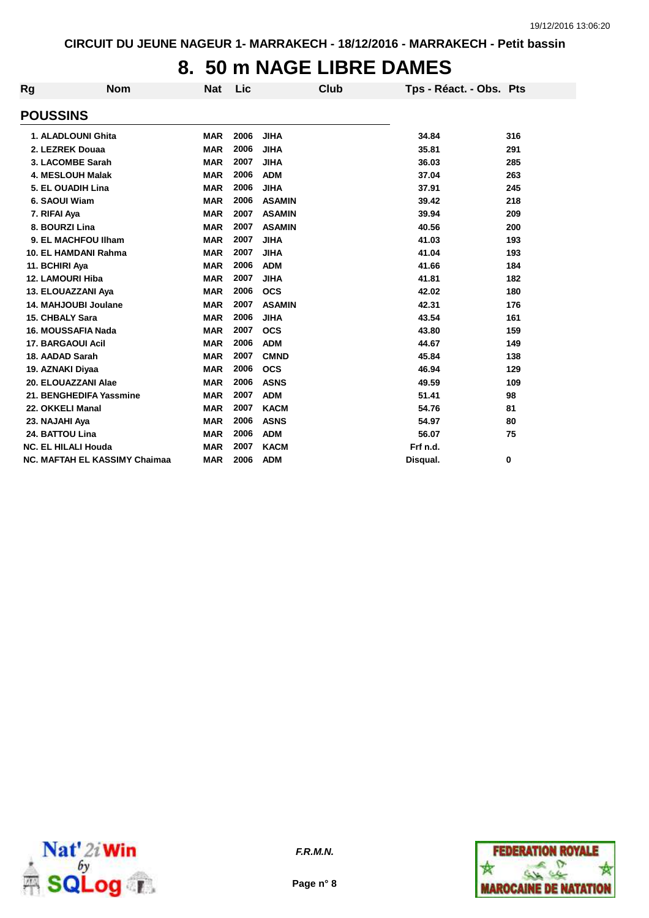CIRCUIT DU JEUNE NAGEUR 1- MARRAKECH - 18/12/2016 - MARRAKECH - Petit bassin

# 8. 50 m NAGE LIBRE DAMES

| Rg | Nom | Nat | Lic | Club | Tps - Réact. - Obs. | Pts |
|---|---|---|---|---|---|---|
| **POUSSINS** | | | | | | |
| 1. | ALADLOUNI Ghita | MAR | 2006 | JIHA | 34.84 | 316 |
| 2. | LEZREK Douaa | MAR | 2006 | JIHA | 35.81 | 291 |
| 3. | LACOMBE Sarah | MAR | 2007 | JIHA | 36.03 | 285 |
| 4. | MESLOUH Malak | MAR | 2006 | ADM | 37.04 | 263 |
| 5. | EL OUADIH Lina | MAR | 2006 | JIHA | 37.91 | 245 |
| 6. | SAOUI Wiam | MAR | 2006 | ASAMIN | 39.42 | 218 |
| 7. | RIFAI Aya | MAR | 2007 | ASAMIN | 39.94 | 209 |
| 8. | BOURZI Lina | MAR | 2007 | ASAMIN | 40.56 | 200 |
| 9. | EL MACHFOU Ilham | MAR | 2007 | JIHA | 41.03 | 193 |
| 10. | EL HAMDANI Rahma | MAR | 2007 | JIHA | 41.04 | 193 |
| 11. | BCHIRI Aya | MAR | 2006 | ADM | 41.66 | 184 |
| 12. | LAMOURI Hiba | MAR | 2007 | JIHA | 41.81 | 182 |
| 13. | ELOUAZZANI Aya | MAR | 2006 | OCS | 42.02 | 180 |
| 14. | MAHJOUBI Joulane | MAR | 2007 | ASAMIN | 42.31 | 176 |
| 15. | CHBALY Sara | MAR | 2006 | JIHA | 43.54 | 161 |
| 16. | MOUSSAFIA Nada | MAR | 2007 | OCS | 43.80 | 159 |
| 17. | BARGAOUI Acil | MAR | 2006 | ADM | 44.67 | 149 |
| 18. | AADAD Sarah | MAR | 2007 | CMND | 45.84 | 138 |
| 19. | AZNAKI Diyaa | MAR | 2006 | OCS | 46.94 | 129 |
| 20. | ELOUAZZANI Alae | MAR | 2006 | ASNS | 49.59 | 109 |
| 21. | BENGHEDIFA Yassmine | MAR | 2007 | ADM | 51.41 | 98 |
| 22. | OKKELI Manal | MAR | 2007 | KACM | 54.76 | 81 |
| 23. | NAJAHI Aya | MAR | 2006 | ASNS | 54.97 | 80 |
| 24. | BATTOU Lina | MAR | 2006 | ADM | 56.07 | 75 |
| NC. | EL HILALI Houda | MAR | 2007 | KACM | Frf n.d. | |
| NC. | MAFTAH EL KASSIMY Chaimaa | MAR | 2006 | ADM | Disqual. | 0 |

*F.R.M.N.*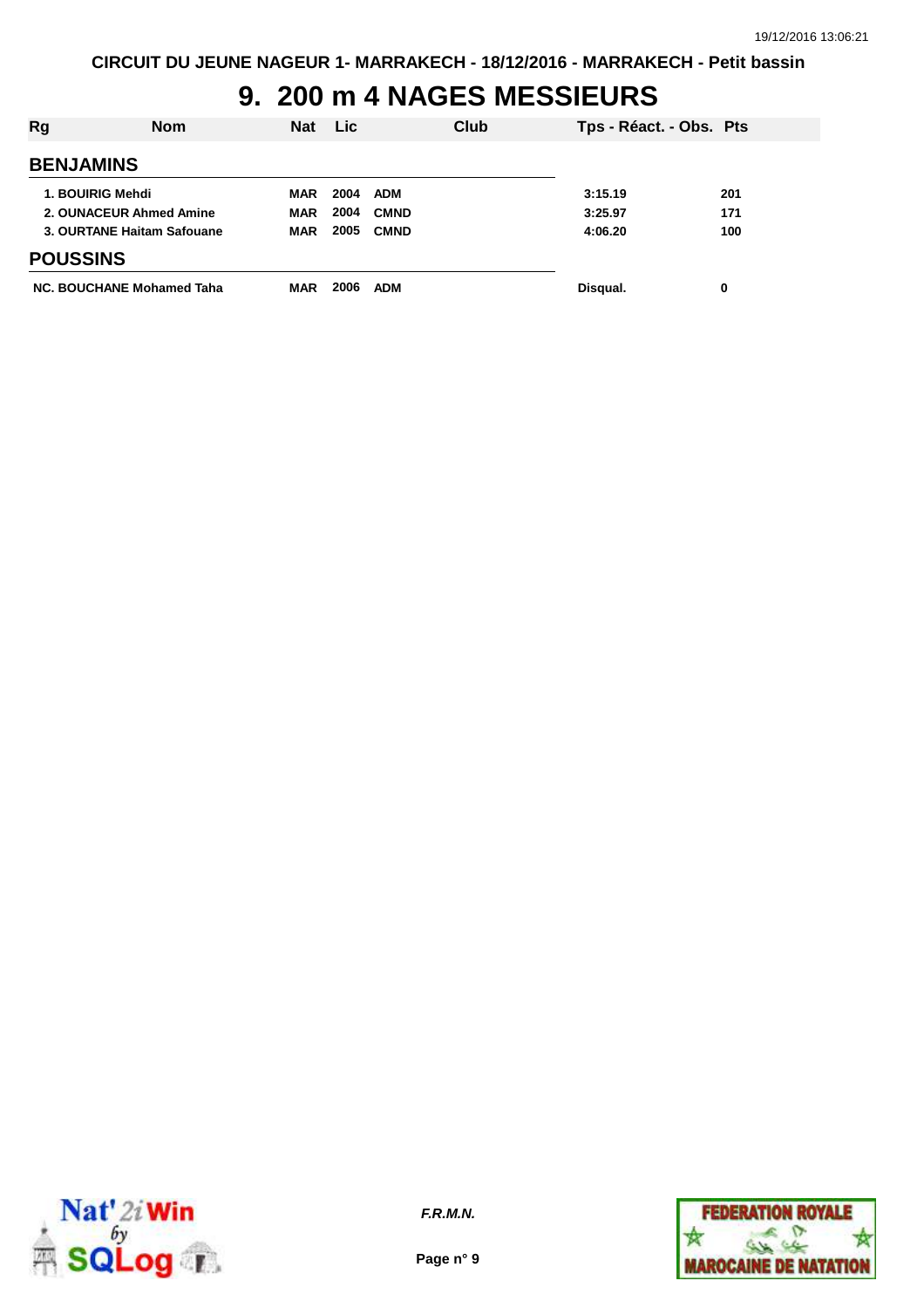# 9. 200 m 4 NAGES MESSIEURS

| Rg | Nom | Nat | Lic | Club | Tps - Réact. - Obs. | Pts |
|---|---|---|---|---|---|---|
| **BENJAMINS** | | | | | | |
| 1. | BOUIRIG Mehdi | MAR | 2004 | ADM | 3:15.19 | 201 |
| 2. | OUNACEUR Ahmed Amine | MAR | 2004 | CMND | 3:25.97 | 171 |
| 3. | OURTANE Haitam Safouane | MAR | 2005 | CMND | 4:06.20 | 100 |
| **POUSSINS** | | | | | | |
| NC. | BOUCHANE Mohamed Taha | MAR | 2006 | ADM | Disqual. | 0 |

*F.R.M.N.*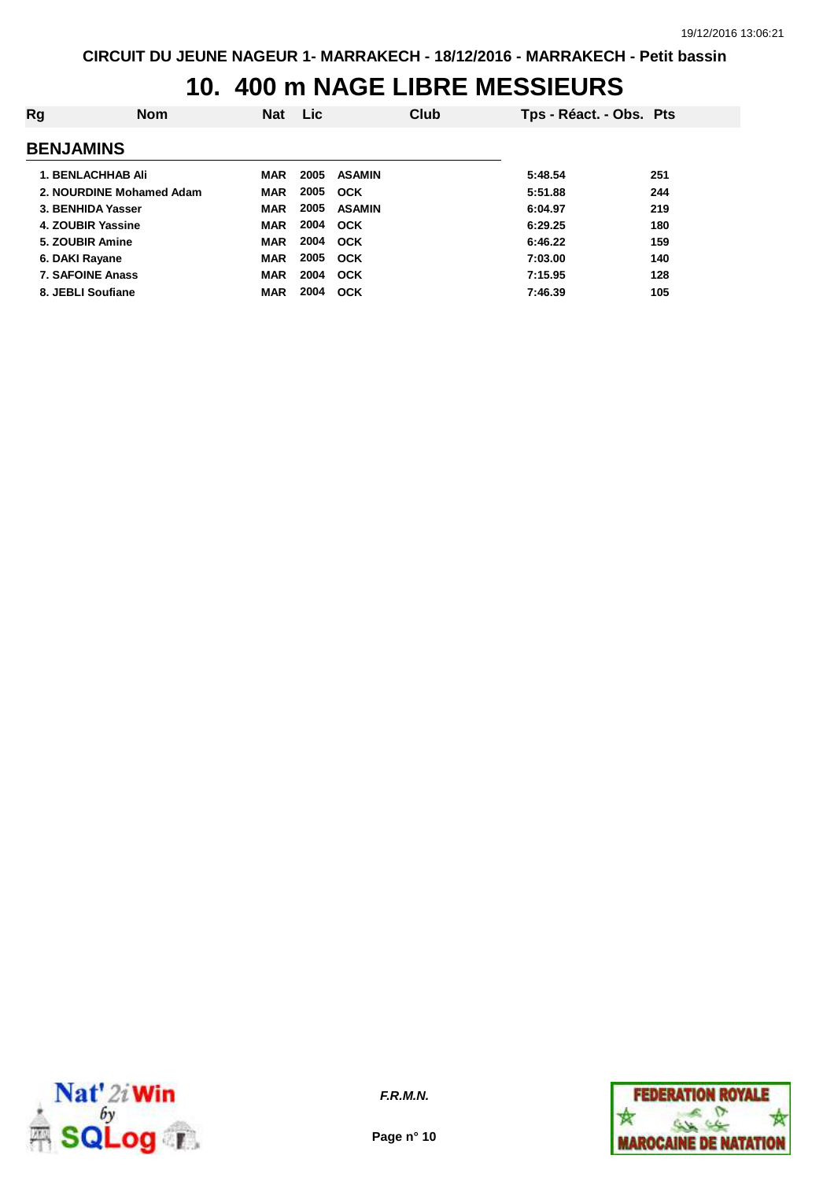CIRCUIT DU JEUNE NAGEUR 1- MARRAKECH - 18/12/2016 - MARRAKECH - Petit bassin

# 10. 400 m NAGE LIBRE MESSIEURS

| Rg | Nom | Nat | Lic | Club | Tps - Réact. - Obs. | Pts |
|---|---|---|---|---|---|---|
| **BENJAMINS** | | | | | | |
| 1. | BENLACHHAB Ali | MAR | 2005 | ASAMIN | 5:48.54 | 251 |
| 2. | NOURDINE Mohamed Adam | MAR | 2005 | OCK | 5:51.88 | 244 |
| 3. | BENHIDA Yasser | MAR | 2005 | ASAMIN | 6:04.97 | 219 |
| 4. | ZOUBIR Yassine | MAR | 2004 | OCK | 6:29.25 | 180 |
| 5. | ZOUBIR Amine | MAR | 2004 | OCK | 6:46.22 | 159 |
| 6. | DAKI Rayane | MAR | 2005 | OCK | 7:03.00 | 140 |
| 7. | SAFOINE Anass | MAR | 2004 | OCK | 7:15.95 | 128 |
| 8. | JEBLI Soufiane | MAR | 2004 | OCK | 7:46.39 | 105 |

*F.R.M.N.*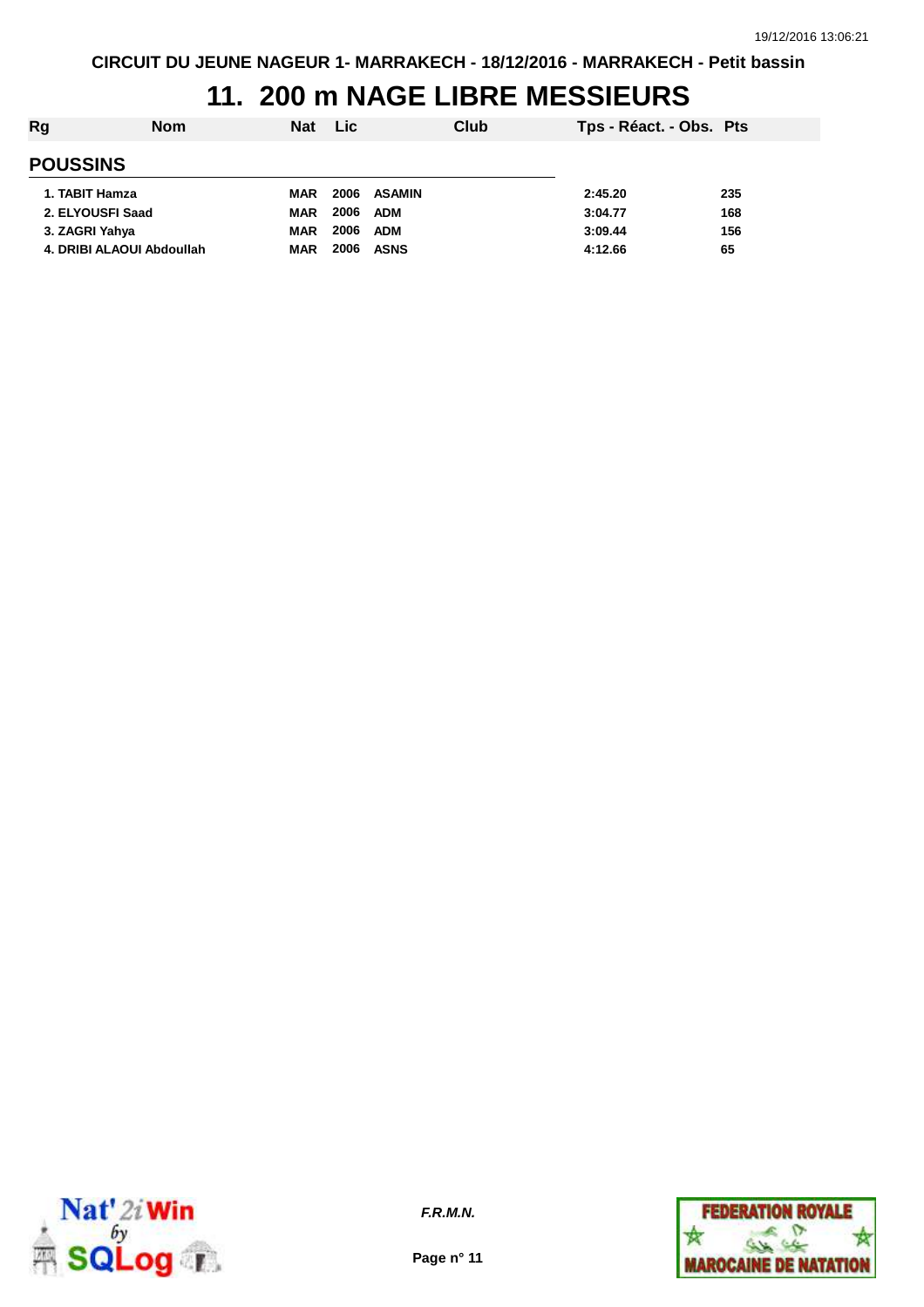# 11. 200 m NAGE LIBRE MESSIEURS

| Rg | Nom | Nat | Lic | Club | Tps - Réact. - Obs. | Pts |
|---|---|---|---|---|---|---|
| **POUSSINS** | | | | | | |
| 1. | TABIT Hamza | MAR | 2006 | ASAMIN | 2:45.20 | 235 |
| 2. | ELYOUSFI Saad | MAR | 2006 | ADM | 3:04.77 | 168 |
| 3. | ZAGRI Yahya | MAR | 2006 | ADM | 3:09.44 | 156 |
| 4. | DRIBI ALAOUI Abdoullah | MAR | 2006 | ASNS | 4:12.66 | 65 |

*F.R.M.N.*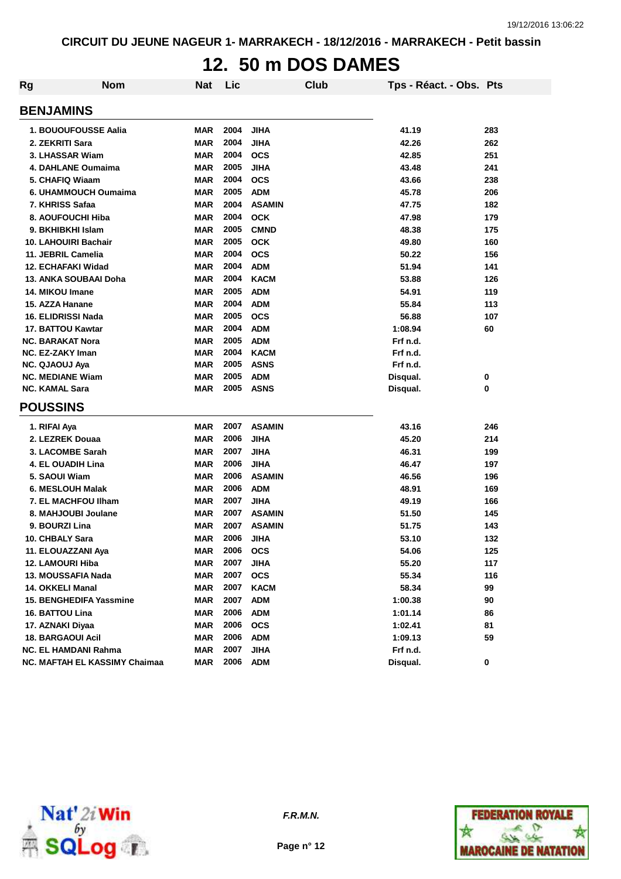CIRCUIT DU JEUNE NAGEUR 1- MARRAKECH - 18/12/2016 - MARRAKECH - Petit bassin

# 12. 50 m DOS DAMES

| Rg | Nom | Nat | Lic | Club | Tps - Réact. - Obs. | Pts |
|---|---|---|---|---|---|---|
| **BENJAMINS** | | | | | | |
| 1. | BOUOUFOUSSE Aalia | MAR | 2004 | JIHA | 41.19 | 283 |
| 2. | ZEKRITI Sara | MAR | 2004 | JIHA | 42.26 | 262 |
| 3. | LHASSAR Wiam | MAR | 2004 | OCS | 42.85 | 251 |
| 4. | DAHLANE Oumaima | MAR | 2005 | JIHA | 43.48 | 241 |
| 5. | CHAFIQ Wiaam | MAR | 2004 | OCS | 43.66 | 238 |
| 6. | UHAMMOUCH Oumaima | MAR | 2005 | ADM | 45.78 | 206 |
| 7. | KHRISS Safaa | MAR | 2004 | ASAMIN | 47.75 | 182 |
| 8. | AOUFOUCHI Hiba | MAR | 2004 | OCK | 47.98 | 179 |
| 9. | BKHIBKHI Islam | MAR | 2005 | CMND | 48.38 | 175 |
| 10. | LAHOUIRI Bachair | MAR | 2005 | OCK | 49.80 | 160 |
| 11. | JEBRIL Camelia | MAR | 2004 | OCS | 50.22 | 156 |
| 12. | ECHAFAKI Widad | MAR | 2004 | ADM | 51.94 | 141 |
| 13. | ANKA SOUBAAI Doha | MAR | 2004 | KACM | 53.88 | 126 |
| 14. | MIKOU Imane | MAR | 2005 | ADM | 54.91 | 119 |
| 15. | AZZA Hanane | MAR | 2004 | ADM | 55.84 | 113 |
| 16. | ELIDRISSI Nada | MAR | 2005 | OCS | 56.88 | 107 |
| 17. | BATTOU Kawtar | MAR | 2004 | ADM | 1:08.94 | 60 |
| NC. | BARAKAT Nora | MAR | 2005 | ADM | Frf n.d. | |
| NC. | EZ-ZAKY Iman | MAR | 2004 | KACM | Frf n.d. | |
| NC. | QJAOUJ Aya | MAR | 2005 | ASNS | Frf n.d. | |
| NC. | MEDIANE Wiam | MAR | 2005 | ADM | Disqual. | 0 |
| NC. | KAMAL Sara | MAR | 2005 | ASNS | Disqual. | 0 |
| **POUSSINS** | | | | | | |
| 1. | RIFAI Aya | MAR | 2007 | ASAMIN | 43.16 | 246 |
| 2. | LEZREK Douaa | MAR | 2006 | JIHA | 45.20 | 214 |
| 3. | LACOMBE Sarah | MAR | 2007 | JIHA | 46.31 | 199 |
| 4. | EL OUADIH Lina | MAR | 2006 | JIHA | 46.47 | 197 |
| 5. | SAOUI Wiam | MAR | 2006 | ASAMIN | 46.56 | 196 |
| 6. | MESLOUH Malak | MAR | 2006 | ADM | 48.91 | 169 |
| 7. | EL MACHFOU Ilham | MAR | 2007 | JIHA | 49.19 | 166 |
| 8. | MAHJOUBI Joulane | MAR | 2007 | ASAMIN | 51.50 | 145 |
| 9. | BOURZI Lina | MAR | 2007 | ASAMIN | 51.75 | 143 |
| 10. | CHBALY Sara | MAR | 2006 | JIHA | 53.10 | 132 |
| 11. | ELOUAZZANI Aya | MAR | 2006 | OCS | 54.06 | 125 |
| 12. | LAMOURI Hiba | MAR | 2007 | JIHA | 55.20 | 117 |
| 13. | MOUSSAFIA Nada | MAR | 2007 | OCS | 55.34 | 116 |
| 14. | OKKELI Manal | MAR | 2007 | KACM | 58.34 | 99 |
| 15. | BENGHEDIFA Yassmine | MAR | 2007 | ADM | 1:00.38 | 90 |
| 16. | BATTOU Lina | MAR | 2006 | ADM | 1:01.14 | 86 |
| 17. | AZNAKI Diyaa | MAR | 2006 | OCS | 1:02.41 | 81 |
| 18. | BARGAOUI Acil | MAR | 2006 | ADM | 1:09.13 | 59 |
| NC. | EL HAMDANI Rahma | MAR | 2007 | JIHA | Frf n.d. | |
| NC. | MAFTAH EL KASSIMY Chaimaa | MAR | 2006 | ADM | Disqual. | 0 |

F.R.M.N.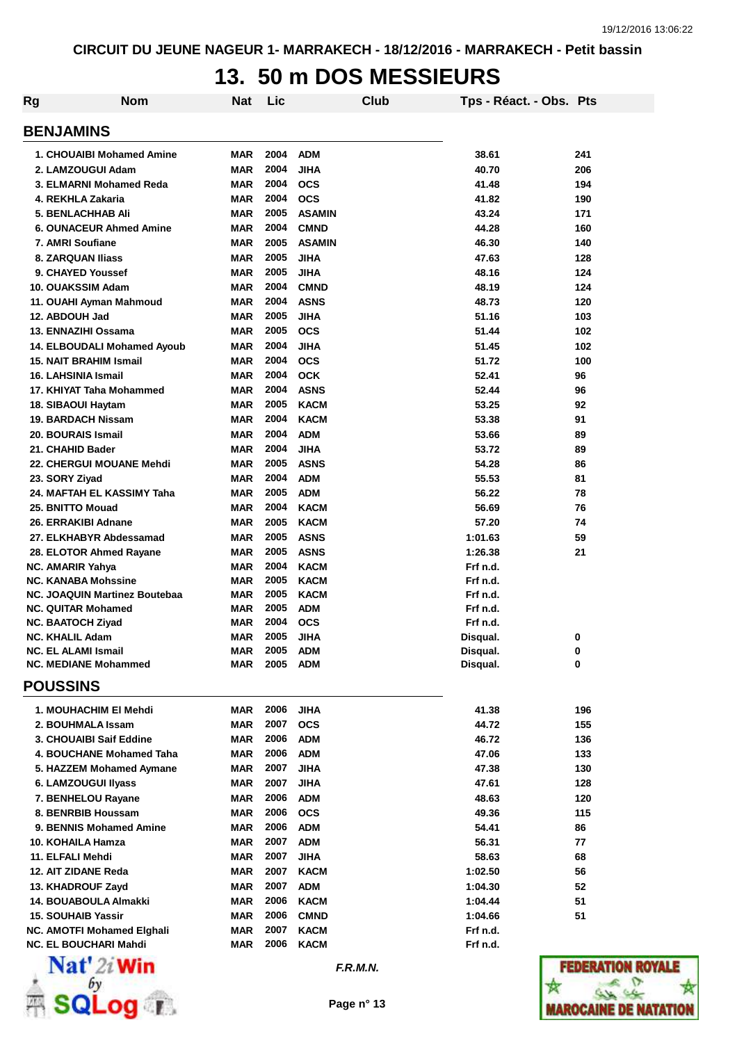CIRCUIT DU JEUNE NAGEUR 1- MARRAKECH - 18/12/2016 - MARRAKECH - Petit bassin

# 13. 50 m DOS MESSIEURS

| Rg | Nom | Nat | Lic | Club | Tps - Réact. - Obs. | Pts |
|---|---|---|---|---|---|---|
| **BENJAMINS** | | | | | | |
| 1. | CHOUAIBI Mohamed Amine | MAR | 2004 | ADM | 38.61 | 241 |
| 2. | LAMZOUGUI Adam | MAR | 2004 | JIHA | 40.70 | 206 |
| 3. | ELMARNI Mohamed Reda | MAR | 2004 | OCS | 41.48 | 194 |
| 4. | REKHLA Zakaria | MAR | 2004 | OCS | 41.82 | 190 |
| 5. | BENLACHHAB Ali | MAR | 2005 | ASAMIN | 43.24 | 171 |
| 6. | OUNACEUR Ahmed Amine | MAR | 2004 | CMND | 44.28 | 160 |
| 7. | AMRI Soufiane | MAR | 2005 | ASAMIN | 46.30 | 140 |
| 8. | ZARQUAN Iliass | MAR | 2005 | JIHA | 47.63 | 128 |
| 9. | CHAYED Youssef | MAR | 2005 | JIHA | 48.16 | 124 |
| 10. | OUAKSSIM Adam | MAR | 2004 | CMND | 48.19 | 124 |
| 11. | OUAHI Ayman Mahmoud | MAR | 2004 | ASNS | 48.73 | 120 |
| 12. | ABDOUH Jad | MAR | 2005 | JIHA | 51.16 | 103 |
| 13. | ENNAZIHI Ossama | MAR | 2005 | OCS | 51.44 | 102 |
| 14. | ELBOUDALI Mohamed Ayoub | MAR | 2004 | JIHA | 51.45 | 102 |
| 15. | NAIT BRAHIM Ismail | MAR | 2004 | OCS | 51.72 | 100 |
| 16. | LAHSINIA Ismail | MAR | 2004 | OCK | 52.41 | 96 |
| 17. | KHIYAT Taha Mohammed | MAR | 2004 | ASNS | 52.44 | 96 |
| 18. | SIBAOUI Haytam | MAR | 2005 | KACM | 53.25 | 92 |
| 19. | BARDACH Nissam | MAR | 2004 | KACM | 53.38 | 91 |
| 20. | BOURAIS Ismail | MAR | 2004 | ADM | 53.66 | 89 |
| 21. | CHAHID Bader | MAR | 2004 | JIHA | 53.72 | 89 |
| 22. | CHERGUI MOUANE Mehdi | MAR | 2005 | ASNS | 54.28 | 86 |
| 23. | SORY Ziyad | MAR | 2004 | ADM | 55.53 | 81 |
| 24. | MAFTAH EL KASSIMY Taha | MAR | 2005 | ADM | 56.22 | 78 |
| 25. | BNITTO Mouad | MAR | 2004 | KACM | 56.69 | 76 |
| 26. | ERRAKIBI Adnane | MAR | 2005 | KACM | 57.20 | 74 |
| 27. | ELKHABYR Abdessamad | MAR | 2005 | ASNS | 1:01.63 | 59 |
| 28. | ELOTOR Ahmed Rayane | MAR | 2005 | ASNS | 1:26.38 | 21 |
| NC. | AMARIR Yahya | MAR | 2004 | KACM | Frf n.d. | |
| NC. | KANABA Mohssine | MAR | 2005 | KACM | Frf n.d. | |
| NC. | JOAQUIN Martinez Boutebaa | MAR | 2005 | KACM | Frf n.d. | |
| NC. | QUITAR Mohamed | MAR | 2005 | ADM | Frf n.d. | |
| NC. | BAATOCH Ziyad | MAR | 2004 | OCS | Frf n.d. | |
| NC. | KHALIL Adam | MAR | 2005 | JIHA | Disqual. | 0 |
| NC. | EL ALAMI Ismail | MAR | 2005 | ADM | Disqual. | 0 |
| NC. | MEDIANE Mohammed | MAR | 2005 | ADM | Disqual. | 0 |
| **POUSSINS** | | | | | | |
| 1. | MOUHACHIM El Mehdi | MAR | 2006 | JIHA | 41.38 | 196 |
| 2. | BOUHMALA Issam | MAR | 2007 | OCS | 44.72 | 155 |
| 3. | CHOUAIBI Saif Eddine | MAR | 2006 | ADM | 46.72 | 136 |
| 4. | BOUCHANE Mohamed Taha | MAR | 2006 | ADM | 47.06 | 133 |
| 5. | HAZZEM Mohamed Aymane | MAR | 2007 | JIHA | 47.38 | 130 |
| 6. | LAMZOUGUI Ilyass | MAR | 2007 | JIHA | 47.61 | 128 |
| 7. | BENHELOU Rayane | MAR | 2006 | ADM | 48.63 | 120 |
| 8. | BENRBIB Houssam | MAR | 2006 | OCS | 49.36 | 115 |
| 9. | BENNIS Mohamed Amine | MAR | 2006 | ADM | 54.41 | 86 |
| 10. | KOHAILA Hamza | MAR | 2007 | ADM | 56.31 | 77 |
| 11. | ELFALI Mehdi | MAR | 2007 | JIHA | 58.63 | 68 |
| 12. | AIT ZIDANE Reda | MAR | 2007 | KACM | 1:02.50 | 56 |
| 13. | KHADROUF Zayd | MAR | 2007 | ADM | 1:04.30 | 52 |
| 14. | BOUABOULA Almakki | MAR | 2006 | KACM | 1:04.44 | 51 |
| 15. | SOUHAIB Yassir | MAR | 2006 | CMND | 1:04.66 | 51 |
| NC. | AMOTFI Mohamed Elghali | MAR | 2007 | KACM | Frf n.d. | |
| NC. | EL BOUCHARI Mahdi | MAR | 2006 | KACM | Frf n.d. | |

*F.R.M.N.*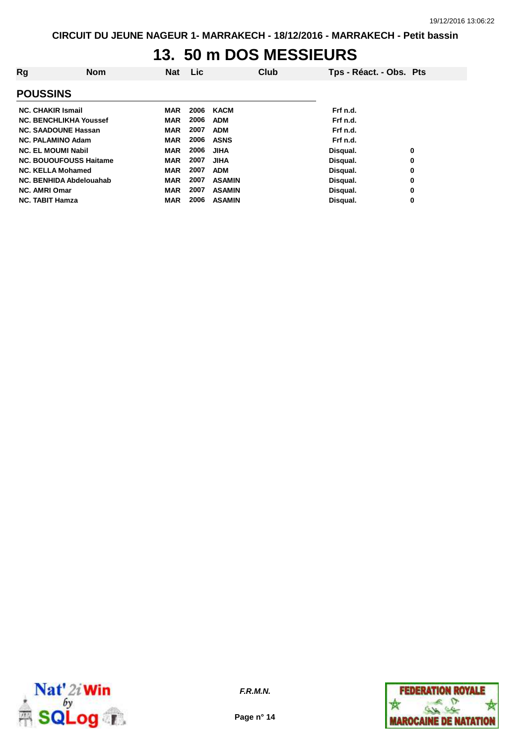CIRCUIT DU JEUNE NAGEUR 1- MARRAKECH - 18/12/2016 - MARRAKECH - Petit bassin

# 13. 50 m DOS MESSIEURS

| Rg | Nom | Nat | Lic | Club | Tps - Réact. - Obs. | Pts |
|---|---|---|---|---|---|---|
| **POUSSINS** | | | | | | |
| NC. | CHAKIR Ismail | MAR | 2006 | KACM | Frf n.d. | |
| NC. | BENCHLIKHA Youssef | MAR | 2006 | ADM | Frf n.d. | |
| NC. | SAADOUNE Hassan | MAR | 2007 | ADM | Frf n.d. | |
| NC. | PALAMINO Adam | MAR | 2006 | ASNS | Frf n.d. | |
| NC. | EL MOUMI Nabil | MAR | 2006 | JIHA | Disqual. | 0 |
| NC. | BOUOUFOUSS Haitame | MAR | 2007 | JIHA | Disqual. | 0 |
| NC. | KELLA Mohamed | MAR | 2007 | ADM | Disqual. | 0 |
| NC. | BENHIDA Abdelouahab | MAR | 2007 | ASAMIN | Disqual. | 0 |
| NC. | AMRI Omar | MAR | 2007 | ASAMIN | Disqual. | 0 |
| NC. | TABIT Hamza | MAR | 2006 | ASAMIN | Disqual. | 0 |

*F.R.M.N.*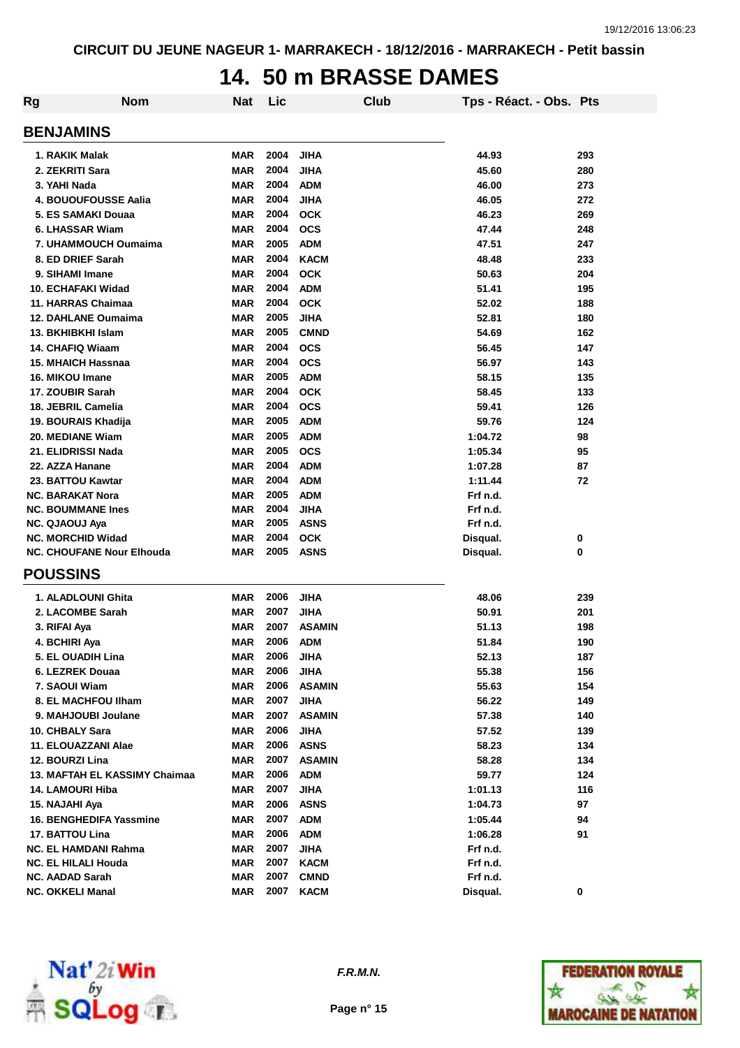CIRCUIT DU JEUNE NAGEUR 1- MARRAKECH - 18/12/2016 - MARRAKECH - Petit bassin

# 14. 50 m BRASSE DAMES

## BENJAMINS

| Rg | Nom | Nat | Lic | Club | Tps - Réact. - Obs. | Pts |
|---|---|---|---|---|---|---|
| 1. | RAKIK Malak | MAR | 2004 | JIHA | 44.93 | 293 |
| 2. | ZEKRITI Sara | MAR | 2004 | JIHA | 45.60 | 280 |
| 3. | YAHI Nada | MAR | 2004 | ADM | 46.00 | 273 |
| 4. | BOUOUFOUSSE Aalia | MAR | 2004 | JIHA | 46.05 | 272 |
| 5. | ES SAMAKI Douaa | MAR | 2004 | OCK | 46.23 | 269 |
| 6. | LHASSAR Wiam | MAR | 2004 | OCS | 47.44 | 248 |
| 7. | UHAMMOUCH Oumaima | MAR | 2005 | ADM | 47.51 | 247 |
| 8. | ED DRIEF Sarah | MAR | 2004 | KACM | 48.48 | 233 |
| 9. | SIHAMI Imane | MAR | 2004 | OCK | 50.63 | 204 |
| 10. | ECHAFAKI Widad | MAR | 2004 | ADM | 51.41 | 195 |
| 11. | HARRAS Chaimaa | MAR | 2004 | OCK | 52.02 | 188 |
| 12. | DAHLANE Oumaima | MAR | 2005 | JIHA | 52.81 | 180 |
| 13. | BKHIBKHI Islam | MAR | 2005 | CMND | 54.69 | 162 |
| 14. | CHAFIQ Wiaam | MAR | 2004 | OCS | 56.45 | 147 |
| 15. | MHAICH Hassnaa | MAR | 2004 | OCS | 56.97 | 143 |
| 16. | MIKOU Imane | MAR | 2005 | ADM | 58.15 | 135 |
| 17. | ZOUBIR Sarah | MAR | 2004 | OCK | 58.45 | 133 |
| 18. | JEBRIL Camelia | MAR | 2004 | OCS | 59.41 | 126 |
| 19. | BOURAIS Khadija | MAR | 2005 | ADM | 59.76 | 124 |
| 20. | MEDIANE Wiam | MAR | 2005 | ADM | 1:04.72 | 98 |
| 21. | ELIDRISSI Nada | MAR | 2005 | OCS | 1:05.34 | 95 |
| 22. | AZZA Hanane | MAR | 2004 | ADM | 1:07.28 | 87 |
| 23. | BATTOU Kawtar | MAR | 2004 | ADM | 1:11.44 | 72 |
| NC. | BARAKAT Nora | MAR | 2005 | ADM | Frf n.d. | |
| NC. | BOUMMANE Ines | MAR | 2004 | JIHA | Frf n.d. | |
| NC. | QJAOUJ Aya | MAR | 2005 | ASNS | Frf n.d. | |
| NC. | MORCHID Widad | MAR | 2004 | OCK | Disqual. | 0 |
| NC. | CHOUFANE Nour Elhouda | MAR | 2005 | ASNS | Disqual. | 0 |

## POUSSINS

| Rg | Nom | Nat | Lic | Club | Tps - Réact. - Obs. | Pts |
|---|---|---|---|---|---|---|
| 1. | ALADLOUNI Ghita | MAR | 2006 | JIHA | 48.06 | 239 |
| 2. | LACOMBE Sarah | MAR | 2007 | JIHA | 50.91 | 201 |
| 3. | RIFAI Aya | MAR | 2007 | ASAMIN | 51.13 | 198 |
| 4. | BCHIRI Aya | MAR | 2006 | ADM | 51.84 | 190 |
| 5. | EL OUADIH Lina | MAR | 2006 | JIHA | 52.13 | 187 |
| 6. | LEZREK Douaa | MAR | 2006 | JIHA | 55.38 | 156 |
| 7. | SAOUI Wiam | MAR | 2006 | ASAMIN | 55.63 | 154 |
| 8. | EL MACHFOU Ilham | MAR | 2007 | JIHA | 56.22 | 149 |
| 9. | MAHJOUBI Joulane | MAR | 2007 | ASAMIN | 57.38 | 140 |
| 10. | CHBALY Sara | MAR | 2006 | JIHA | 57.52 | 139 |
| 11. | ELOUAZZANI Alae | MAR | 2006 | ASNS | 58.23 | 134 |
| 12. | BOURZI Lina | MAR | 2007 | ASAMIN | 58.28 | 134 |
| 13. | MAFTAH EL KASSIMY Chaimaa | MAR | 2006 | ADM | 59.77 | 124 |
| 14. | LAMOURI Hiba | MAR | 2007 | JIHA | 1:01.13 | 116 |
| 15. | NAJAHI Aya | MAR | 2006 | ASNS | 1:04.73 | 97 |
| 16. | BENGHEDIFA Yassmine | MAR | 2007 | ADM | 1:05.44 | 94 |
| 17. | BATTOU Lina | MAR | 2006 | ADM | 1:06.28 | 91 |
| NC. | EL HAMDANI Rahma | MAR | 2007 | JIHA | Frf n.d. | |
| NC. | EL HILALI Houda | MAR | 2007 | KACM | Frf n.d. | |
| NC. | AADAD Sarah | MAR | 2007 | CMND | Frf n.d. | |
| NC. | OKKELI Manal | MAR | 2007 | KACM | Disqual. | 0 |

F.R.M.N.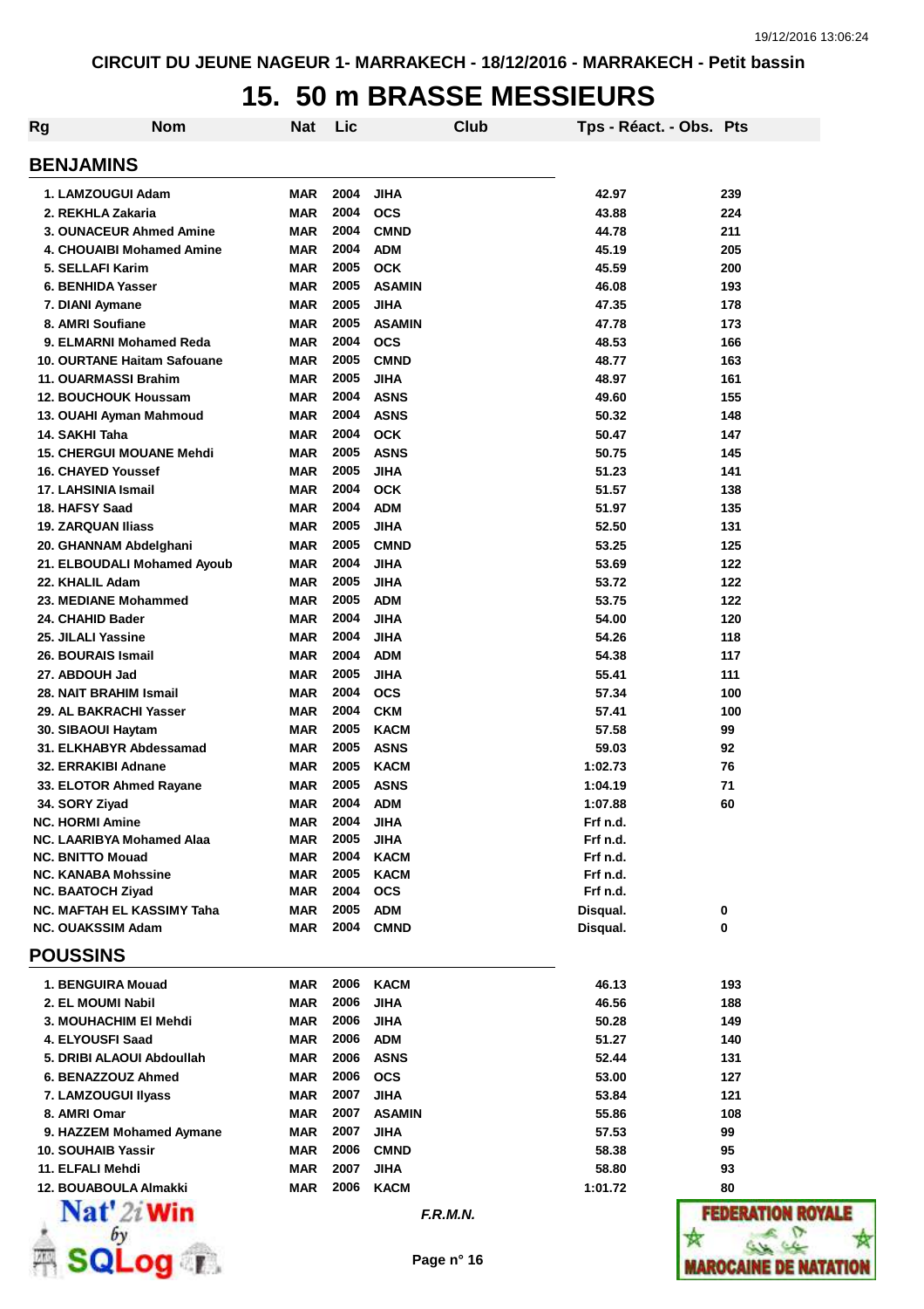CIRCUIT DU JEUNE NAGEUR 1- MARRAKECH - 18/12/2016 - MARRAKECH - Petit bassin

# 15. 50 m BRASSE MESSIEURS

| Rg | Nom | Nat | Lic | Club | Tps - Réact. - Obs. | Pts |
|---|---|---|---|---|---|---|
| **BENJAMINS** | | | | | | |
| 1. | LAMZOUGUI Adam | MAR | 2004 | JIHA | 42.97 | 239 |
| 2. | REKHLA Zakaria | MAR | 2004 | OCS | 43.88 | 224 |
| 3. | OUNACEUR Ahmed Amine | MAR | 2004 | CMND | 44.78 | 211 |
| 4. | CHOUAIBI Mohamed Amine | MAR | 2004 | ADM | 45.19 | 205 |
| 5. | SELLAFI Karim | MAR | 2005 | OCK | 45.59 | 200 |
| 6. | BENHIDA Yasser | MAR | 2005 | ASAMIN | 46.08 | 193 |
| 7. | DIANI Aymane | MAR | 2005 | JIHA | 47.35 | 178 |
| 8. | AMRI Soufiane | MAR | 2005 | ASAMIN | 47.78 | 173 |
| 9. | ELMARNI Mohamed Reda | MAR | 2004 | OCS | 48.53 | 166 |
| 10. | OURTANE Haitam Safouane | MAR | 2005 | CMND | 48.77 | 163 |
| 11. | OUARMASSI Brahim | MAR | 2005 | JIHA | 48.97 | 161 |
| 12. | BOUCHOUK Houssam | MAR | 2004 | ASNS | 49.60 | 155 |
| 13. | OUAHI Ayman Mahmoud | MAR | 2004 | ASNS | 50.32 | 148 |
| 14. | SAKHI Taha | MAR | 2004 | OCK | 50.47 | 147 |
| 15. | CHERGUI MOUANE Mehdi | MAR | 2005 | ASNS | 50.75 | 145 |
| 16. | CHAYED Youssef | MAR | 2005 | JIHA | 51.23 | 141 |
| 17. | LAHSINIA Ismail | MAR | 2004 | OCK | 51.57 | 138 |
| 18. | HAFSY Saad | MAR | 2004 | ADM | 51.97 | 135 |
| 19. | ZARQUAN Iliass | MAR | 2005 | JIHA | 52.50 | 131 |
| 20. | GHANNAM Abdelghani | MAR | 2005 | CMND | 53.25 | 125 |
| 21. | ELBOUDALI Mohamed Ayoub | MAR | 2004 | JIHA | 53.69 | 122 |
| 22. | KHALIL Adam | MAR | 2005 | JIHA | 53.72 | 122 |
| 23. | MEDIANE Mohammed | MAR | 2005 | ADM | 53.75 | 122 |
| 24. | CHAHID Bader | MAR | 2004 | JIHA | 54.00 | 120 |
| 25. | JILALI Yassine | MAR | 2004 | JIHA | 54.26 | 118 |
| 26. | BOURAIS Ismail | MAR | 2004 | ADM | 54.38 | 117 |
| 27. | ABDOUH Jad | MAR | 2005 | JIHA | 55.41 | 111 |
| 28. | NAIT BRAHIM Ismail | MAR | 2004 | OCS | 57.34 | 100 |
| 29. | AL BAKRACHI Yasser | MAR | 2004 | CKM | 57.41 | 100 |
| 30. | SIBAOUI Haytam | MAR | 2005 | KACM | 57.58 | 99 |
| 31. | ELKHABYR Abdessamad | MAR | 2005 | ASNS | 59.03 | 92 |
| 32. | ERRAKIBI Adnane | MAR | 2005 | KACM | 1:02.73 | 76 |
| 33. | ELOTOR Ahmed Rayane | MAR | 2005 | ASNS | 1:04.19 | 71 |
| 34. | SORY Ziyad | MAR | 2004 | ADM | 1:07.88 | 60 |
| NC. | HORMI Amine | MAR | 2004 | JIHA | Frf n.d. | |
| NC. | LAARIBYA Mohamed Alaa | MAR | 2005 | JIHA | Frf n.d. | |
| NC. | BNITTO Mouad | MAR | 2004 | KACM | Frf n.d. | |
| NC. | KANABA Mohssine | MAR | 2005 | KACM | Frf n.d. | |
| NC. | BAATOCH Ziyad | MAR | 2004 | OCS | Frf n.d. | |
| NC. | MAFTAH EL KASSIMY Taha | MAR | 2005 | ADM | Disqual. | 0 |
| NC. | OUAKSSIM Adam | MAR | 2004 | CMND | Disqual. | 0 |
| **POUSSINS** | | | | | | |
| 1. | BENGUIRA Mouad | MAR | 2006 | KACM | 46.13 | 193 |
| 2. | EL MOUMI Nabil | MAR | 2006 | JIHA | 46.56 | 188 |
| 3. | MOUHACHIM El Mehdi | MAR | 2006 | JIHA | 50.28 | 149 |
| 4. | ELYOUSFI Saad | MAR | 2006 | ADM | 51.27 | 140 |
| 5. | DRIBI ALAOUI Abdoullah | MAR | 2006 | ASNS | 52.44 | 131 |
| 6. | BENAZZOUZ Ahmed | MAR | 2006 | OCS | 53.00 | 127 |
| 7. | LAMZOUGUI Ilyass | MAR | 2007 | JIHA | 53.84 | 121 |
| 8. | AMRI Omar | MAR | 2007 | ASAMIN | 55.86 | 108 |
| 9. | HAZZEM Mohamed Aymane | MAR | 2007 | JIHA | 57.53 | 99 |
| 10. | SOUHAIB Yassir | MAR | 2006 | CMND | 58.38 | 95 |
| 11. | ELFALI Mehdi | MAR | 2007 | JIHA | 58.80 | 93 |
| 12. | BOUABOULA Almakki | MAR | 2006 | KACM | 1:01.72 | 80 |

*F.R.M.N.*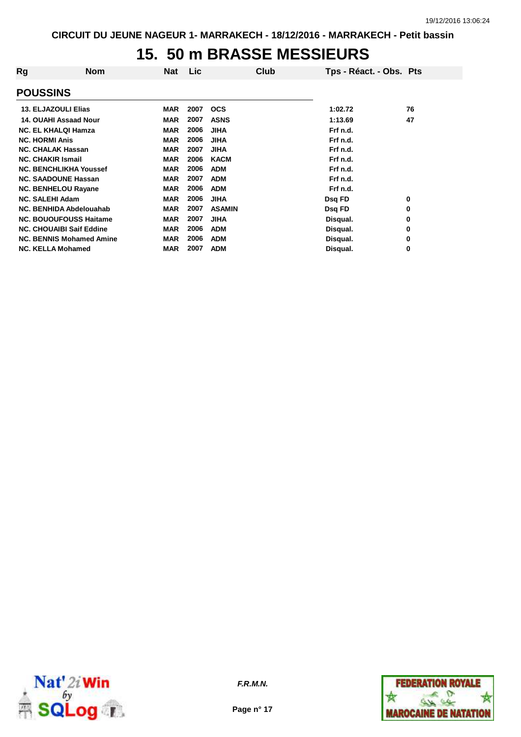CIRCUIT DU JEUNE NAGEUR 1- MARRAKECH - 18/12/2016 - MARRAKECH - Petit bassin

# 15. 50 m BRASSE MESSIEURS

| Rg | Nom | Nat | Lic | Club | Tps - Réact. - Obs. | Pts |
|---|---|---|---|---|---|---|

## POUSSINS

| Rg | Nom | Nat | Lic | Club | Tps - Réact. - Obs. | Pts |
|---|---|---|---|---|---|---|
| 13. | ELJAZOULI Elias | MAR | 2007 | OCS | 1:02.72 | 76 |
| 14. | OUAHI Assaad Nour | MAR | 2007 | ASNS | 1:13.69 | 47 |
| NC. | EL KHALQI Hamza | MAR | 2006 | JIHA | Frf n.d. | |
| NC. | HORMI Anis | MAR | 2006 | JIHA | Frf n.d. | |
| NC. | CHALAK Hassan | MAR | 2007 | JIHA | Frf n.d. | |
| NC. | CHAKIR Ismail | MAR | 2006 | KACM | Frf n.d. | |
| NC. | BENCHLIKHA Youssef | MAR | 2006 | ADM | Frf n.d. | |
| NC. | SAADOUNE Hassan | MAR | 2007 | ADM | Frf n.d. | |
| NC. | BENHELOU Rayane | MAR | 2006 | ADM | Frf n.d. | |
| NC. | SALEHI Adam | MAR | 2006 | JIHA | Dsq FD | 0 |
| NC. | BENHIDA Abdelouahab | MAR | 2007 | ASAMIN | Dsq FD | 0 |
| NC. | BOUOUFOUSS Haitame | MAR | 2007 | JIHA | Disqual. | 0 |
| NC. | CHOUAIBI Saif Eddine | MAR | 2006 | ADM | Disqual. | 0 |
| NC. | BENNIS Mohamed Amine | MAR | 2006 | ADM | Disqual. | 0 |
| NC. | KELLA Mohamed | MAR | 2007 | ADM | Disqual. | 0 |

*F.R.M.N.*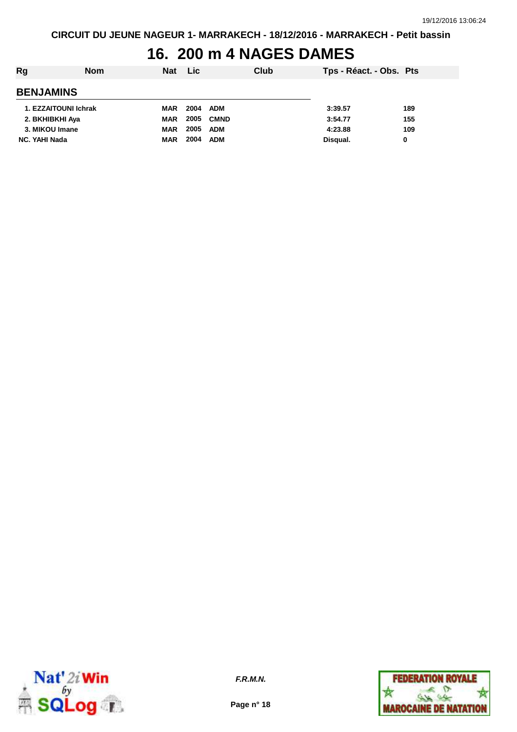# 16. 200 m 4 NAGES DAMES

| Rg | Nom | Nat | Lic | Club | Tps - Réact. - Obs. | Pts |
|---|---|---|---|---|---|---|
| **BENJAMINS** | | | | | | |
| 1. | EZZAITOUNI Ichrak | MAR | 2004 | ADM | 3:39.57 | 189 |
| 2. | BKHIBKHI Aya | MAR | 2005 | CMND | 3:54.77 | 155 |
| 3. | MIKOU Imane | MAR | 2005 | ADM | 4:23.88 | 109 |
| NC. | YAHI Nada | MAR | 2004 | ADM | Disqual. | 0 |

*F.R.M.N.*